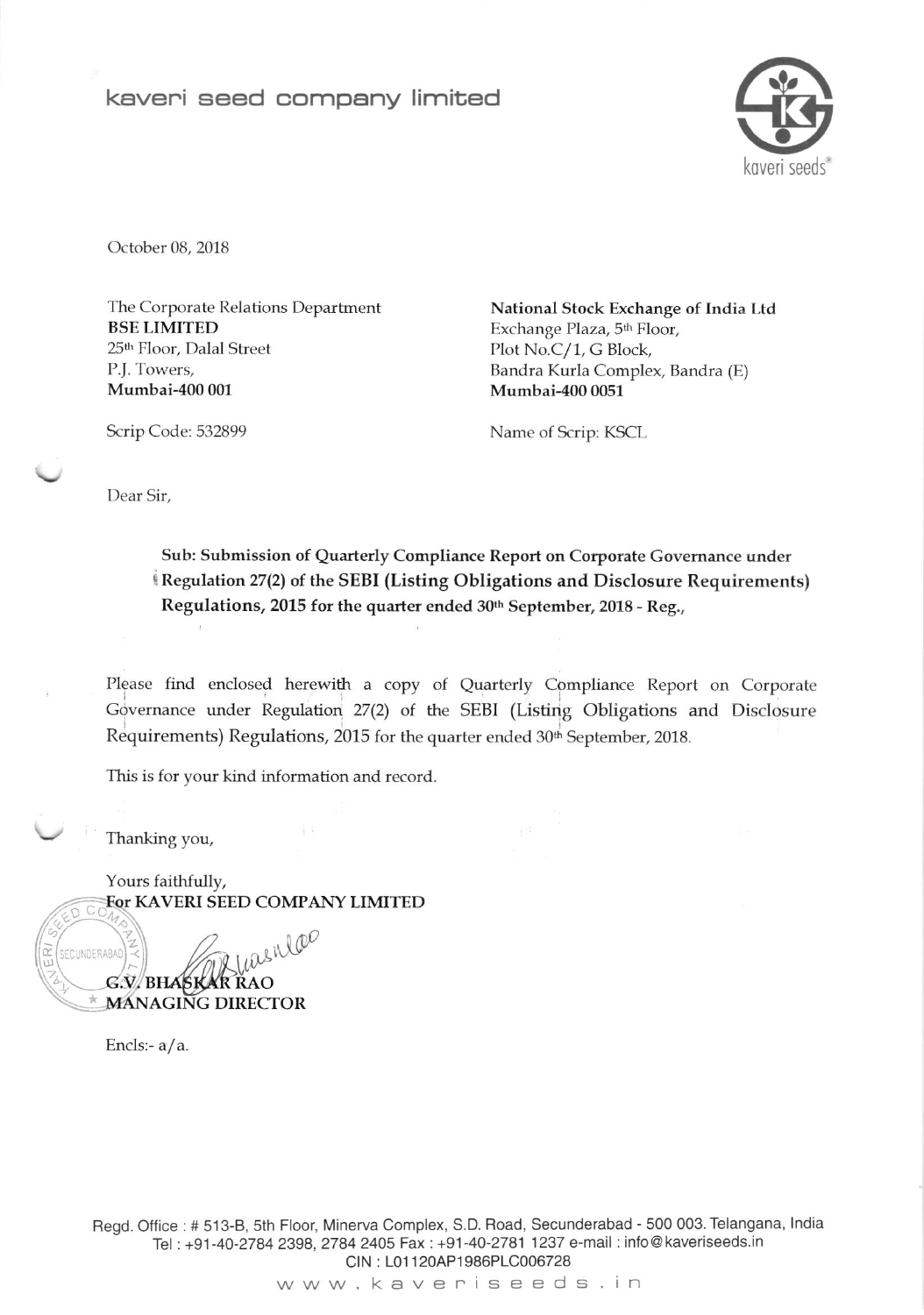# kaveri seed company limited

October 08, 2018

The Corporate Relations Department
**BSE LIMITED**
25th Floor, Dalal Street
P.J. Towers,
**Mumbai-400 001**

Scrip Code: 532899

**National Stock Exchange of India Ltd**
Exchange Plaza, 5th Floor,
Plot No.C/1, G Block,
Bandra Kurla Complex, Bandra (E)
**Mumbai-400 0051**

Name of Scrip: KSCL

Dear Sir,

**Sub: Submission of Quarterly Compliance Report on Corporate Governance under Regulation 27(2) of the SEBI (Listing Obligations and Disclosure Requirements) Regulations, 2015 for the quarter ended 30th September, 2018 - Reg.,**

Please find enclosed herewith a copy of Quarterly Compliance Report on Corporate Governance under Regulation 27(2) of the SEBI (Listing Obligations and Disclosure Requirements) Regulations, 2015 for the quarter ended 30th September, 2018.

This is for your kind information and record.

Thanking you,

Yours faithfully,
**For KAVERI SEED COMPANY LIMITED**

**G.V. BHASKAR RAO**
**MANAGING DIRECTOR**

Encls:- a/a.

Regd. Office : # 513-B, 5th Floor, Minerva Complex, S.D. Road, Secunderabad - 500 003. Telangana, India
Tel : +91-40-2784 2398, 2784 2405 Fax : +91-40-2781 1237 e-mail : info@kaveriseeds.in
CIN : L01120AP1986PLC006728
www.kaveriseeds.in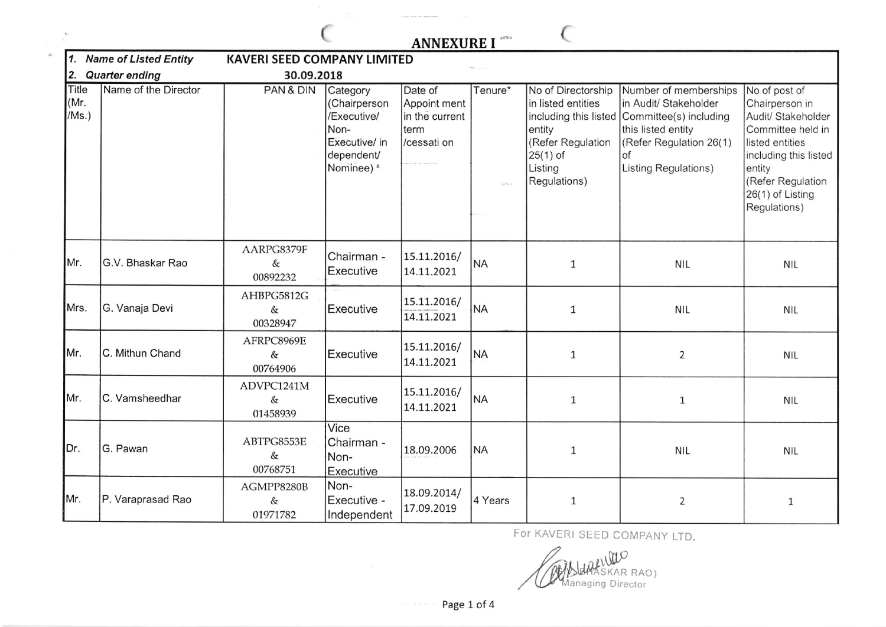## ANNEXURE I

| 1. Name of Listed Entity | | KAVERI SEED COMPANY LIMITED | | | | | | |
|---|---|---|---|---|---|---|---|---|
| 2. Quarter ending | | 30.09.2018 | | | | | | |
| Title (Mr. /Ms.) | Name of the Director | PAN & DIN | Category (Chairperson /Executive/ Non-Executive/ independent/ Nominee) & | Date of Appointment in the current term /cessation | Tenure* | No of Directorship in listed entities including this listed entity (Refer Regulation 25(1) of Listing Regulations) | Number of memberships in Audit/ Stakeholder Committee(s) including this listed entity (Refer Regulation 26(1) of Listing Regulations) | No of post of Chairperson in Audit/ Stakeholder Committee held in listed entities including this listed entity (Refer Regulation 26(1) of Listing Regulations) |
| Mr. | G.V. Bhaskar Rao | AARPG8379F & 00892232 | Chairman - Executive | 15.11.2016/ 14.11.2021 | NA | 1 | NIL | NIL |
| Mrs. | G. Vanaja Devi | AHBPG5812G & 00328947 | Executive | 15.11.2016/ 14.11.2021 | NA | 1 | NIL | NIL |
| Mr. | C. Mithun Chand | AFRPC8969E & 00764906 | Executive | 15.11.2016/ 14.11.2021 | NA | 1 | 2 | NIL |
| Mr. | C. Vamsheedhar | ADVPC1241M & 01458939 | Executive | 15.11.2016/ 14.11.2021 | NA | 1 | 1 | NIL |
| Dr. | G. Pawan | ABTPG8553E & 00768751 | Vice Chairman - Non-Executive | 18.09.2006 | NA | 1 | NIL | NIL |
| Mr. | P. Varaprasad Rao | AGMPP8280B & 01971782 | Non-Executive - Independent | 18.09.2014/ 17.09.2019 | 4 Years | 1 | 2 | 1 |

For KAVERI SEED COMPANY LTD.

(G.V. BHASKAR RAO)
Managing Director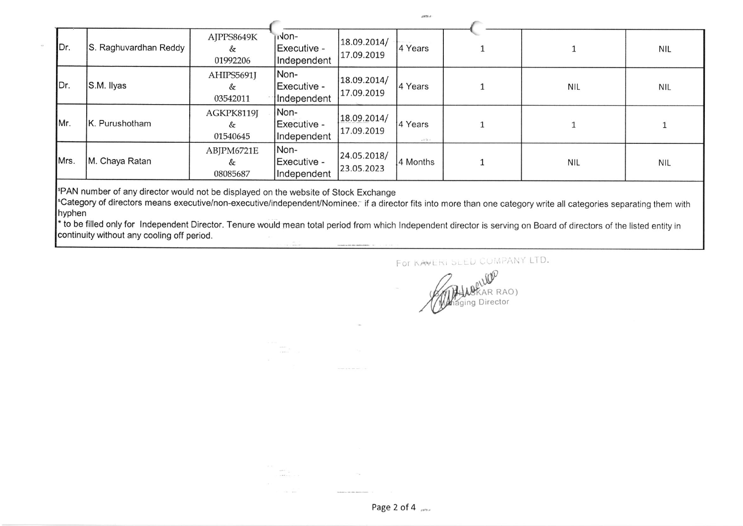| | | | | | | | | |
|---|---|---|---|---|---|---|---|---|
| Dr. | S. Raghuvardhan Reddy | AJPPS8649K & 01992206 | Non-Executive - Independent | 18.09.2014/ 17.09.2019 | 4 Years | 1 | 1 | NIL |
| Dr. | S.M. Ilyas | AHIPS5691J & 03542011 | Non-Executive - Independent | 18.09.2014/ 17.09.2019 | 4 Years | 1 | NIL | NIL |
| Mr. | K. Purushotham | AGKPK8119J & 01540645 | Non-Executive - Independent | 18.09.2014/ 17.09.2019 | 4 Years | 1 | 1 | 1 |
| Mrs. | M. Chaya Ratan | ABJPM6721E & 08085687 | Non-Executive - Independent | 24.05.2018/ 23.05.2023 | 4 Months | 1 | NIL | NIL |

[$]PAN number of any director would not be displayed on the website of Stock Exchange

[&]Category of directors means executive/non-executive/independent/Nominee. if a director fits into more than one category write all categories separating them with hyphen

* to be filled only for Independent Director. Tenure would mean total period from which Independent director is serving on Board of directors of the listed entity in continuity without any cooling off period.

For KAVERI SEED COMPANY LTD.

(G.V. BHASKAR RAO)
Managing Director